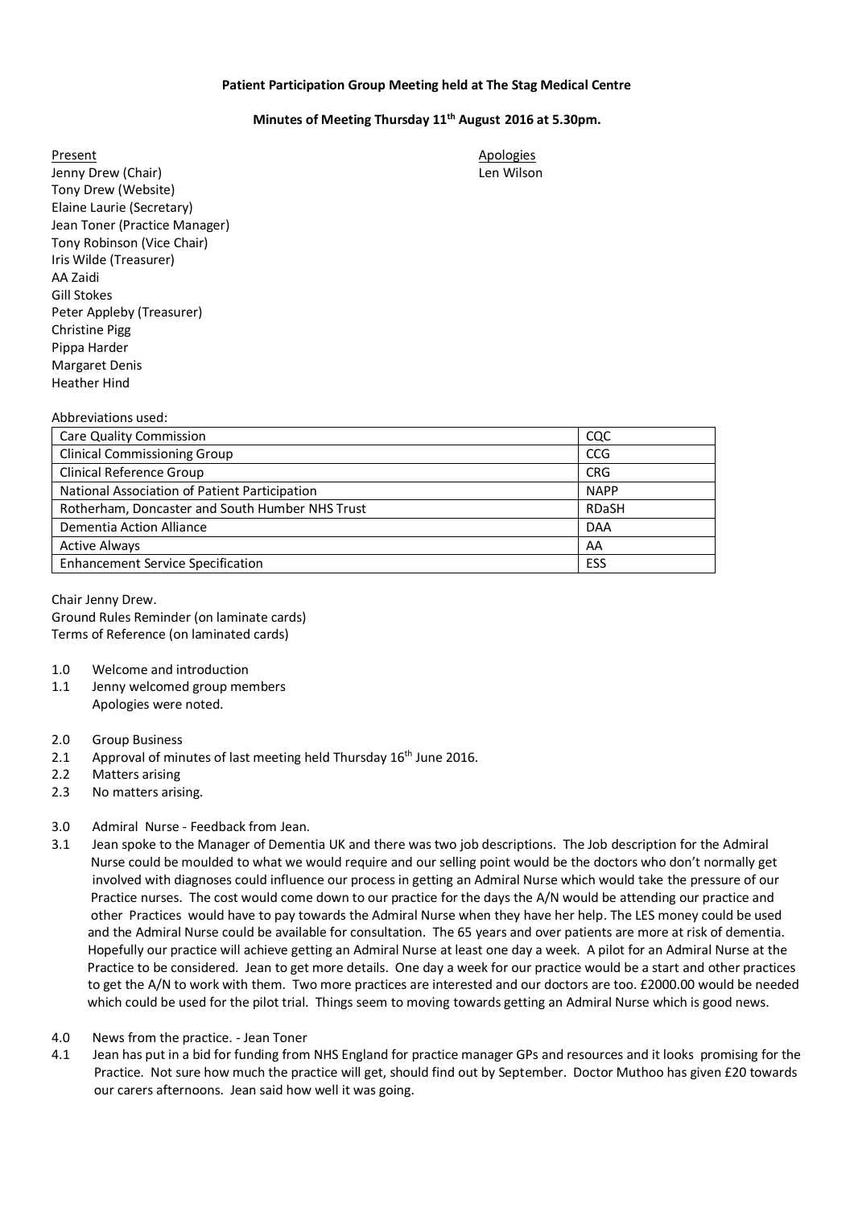**Patient Participation Group Meeting held at The Stag Medical Centre**

**Minutes of Meeting Thursday 11th August 2016 at 5.30pm.**

Present
Jenny Drew (Chair)
Tony Drew (Website)
Elaine Laurie (Secretary)
Jean Toner (Practice Manager)
Tony Robinson (Vice Chair)
Iris Wilde (Treasurer)
AA Zaidi
Gill Stokes
Peter Appleby (Treasurer)
Christine Pigg
Pippa Harder
Margaret Denis
Heather Hind

Apologies
Len Wilson

Abbreviations used:

| | |
|---|---|
| Care Quality Commission | CQC |
| Clinical Commissioning Group | CCG |
| Clinical Reference Group | CRG |
| National Association of Patient Participation | NAPP |
| Rotherham, Doncaster and South Humber NHS Trust | RDaSH |
| Dementia Action Alliance | DAA |
| Active Always | AA |
| Enhancement Service Specification | ESS |

Chair Jenny Drew.
Ground Rules Reminder (on laminate cards)
Terms of Reference (on laminated cards)

1.0 Welcome and introduction
1.1 Jenny welcomed group members
Apologies were noted.

2.0 Group Business
2.1 Approval of minutes of last meeting held Thursday 16th June 2016.
2.2 Matters arising
2.3 No matters arising.

3.0 Admiral Nurse - Feedback from Jean.
3.1 Jean spoke to the Manager of Dementia UK and there was two job descriptions. The Job description for the Admiral Nurse could be moulded to what we would require and our selling point would be the doctors who don't normally get involved with diagnoses could influence our process in getting an Admiral Nurse which would take the pressure of our Practice nurses. The cost would come down to our practice for the days the A/N would be attending our practice and other Practices would have to pay towards the Admiral Nurse when they have her help. The LES money could be used and the Admiral Nurse could be available for consultation. The 65 years and over patients are more at risk of dementia. Hopefully our practice will achieve getting an Admiral Nurse at least one day a week. A pilot for an Admiral Nurse at the Practice to be considered. Jean to get more details. One day a week for our practice would be a start and other practices to get the A/N to work with them. Two more practices are interested and our doctors are too. £2000.00 would be needed which could be used for the pilot trial. Things seem to moving towards getting an Admiral Nurse which is good news.

4.0 News from the practice. - Jean Toner
4.1 Jean has put in a bid for funding from NHS England for practice manager GPs and resources and it looks promising for the Practice. Not sure how much the practice will get, should find out by September. Doctor Muthoo has given £20 towards our carers afternoons. Jean said how well it was going.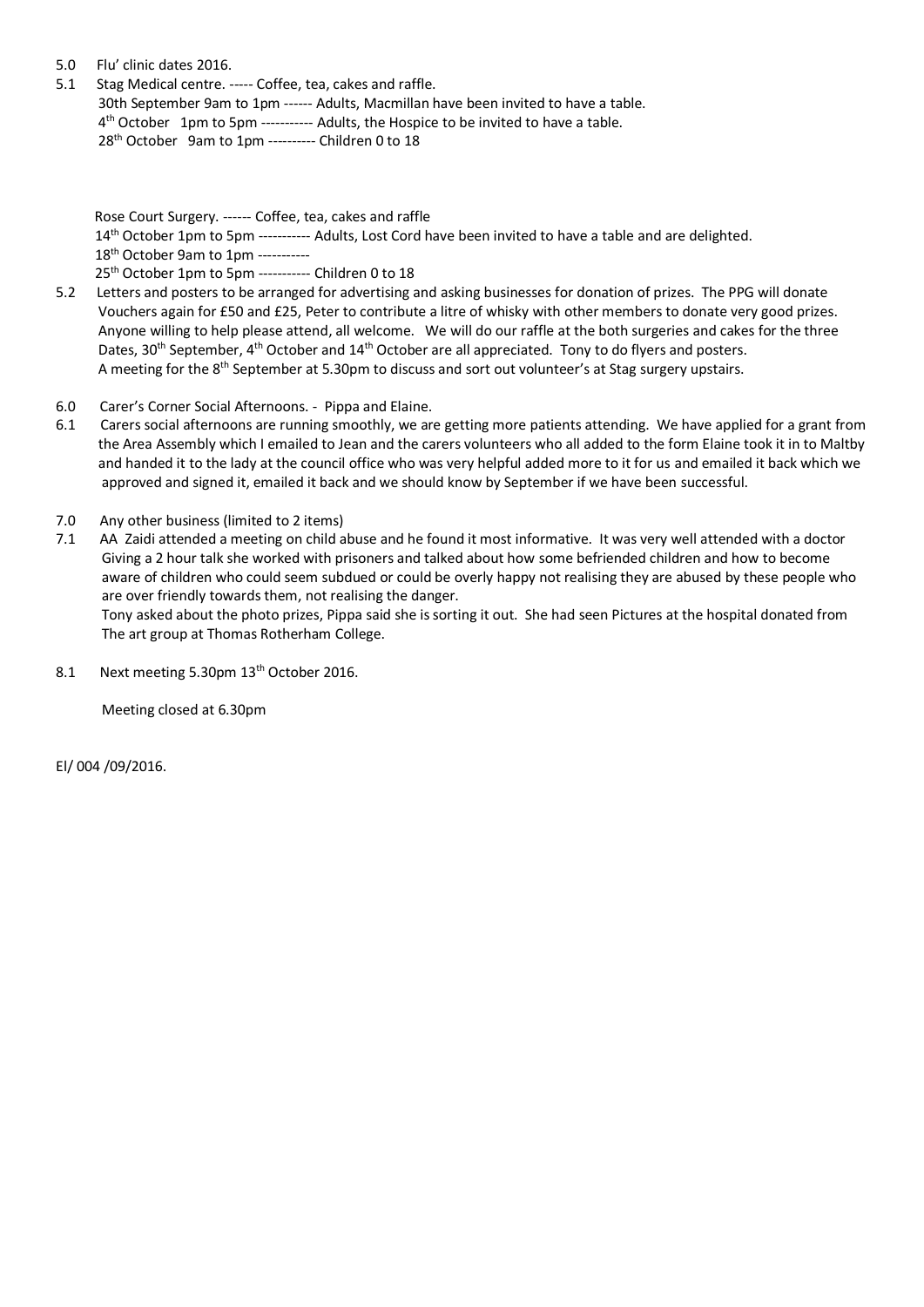5.0 Flu' clinic dates 2016.

5.1 Stag Medical centre. ----- Coffee, tea, cakes and raffle.

30th September 9am to 1pm ------ Adults, Macmillan have been invited to have a table.

4th October 1pm to 5pm ----------- Adults, the Hospice to be invited to have a table.

28th October 9am to 1pm ---------- Children 0 to 18

Rose Court Surgery. ------ Coffee, tea, cakes and raffle

14th October 1pm to 5pm ----------- Adults, Lost Cord have been invited to have a table and are delighted.

18th October 9am to 1pm -----------

25th October 1pm to 5pm ----------- Children 0 to 18

5.2 Letters and posters to be arranged for advertising and asking businesses for donation of prizes. The PPG will donate Vouchers again for £50 and £25, Peter to contribute a litre of whisky with other members to donate very good prizes. Anyone willing to help please attend, all welcome. We will do our raffle at the both surgeries and cakes for the three Dates, 30th September, 4th October and 14th October are all appreciated. Tony to do flyers and posters. A meeting for the 8th September at 5.30pm to discuss and sort out volunteer's at Stag surgery upstairs.

6.0 Carer's Corner Social Afternoons. - Pippa and Elaine.

6.1 Carers social afternoons are running smoothly, we are getting more patients attending. We have applied for a grant from the Area Assembly which I emailed to Jean and the carers volunteers who all added to the form Elaine took it in to Maltby and handed it to the lady at the council office who was very helpful added more to it for us and emailed it back which we approved and signed it, emailed it back and we should know by September if we have been successful.

7.0 Any other business (limited to 2 items)

7.1 AA Zaidi attended a meeting on child abuse and he found it most informative. It was very well attended with a doctor Giving a 2 hour talk she worked with prisoners and talked about how some befriended children and how to become aware of children who could seem subdued or could be overly happy not realising they are abused by these people who are over friendly towards them, not realising the danger.

Tony asked about the photo prizes, Pippa said she is sorting it out. She had seen Pictures at the hospital donated from The art group at Thomas Rotherham College.

8.1 Next meeting 5.30pm 13th October 2016.

Meeting closed at 6.30pm

El/ 004 /09/2016.